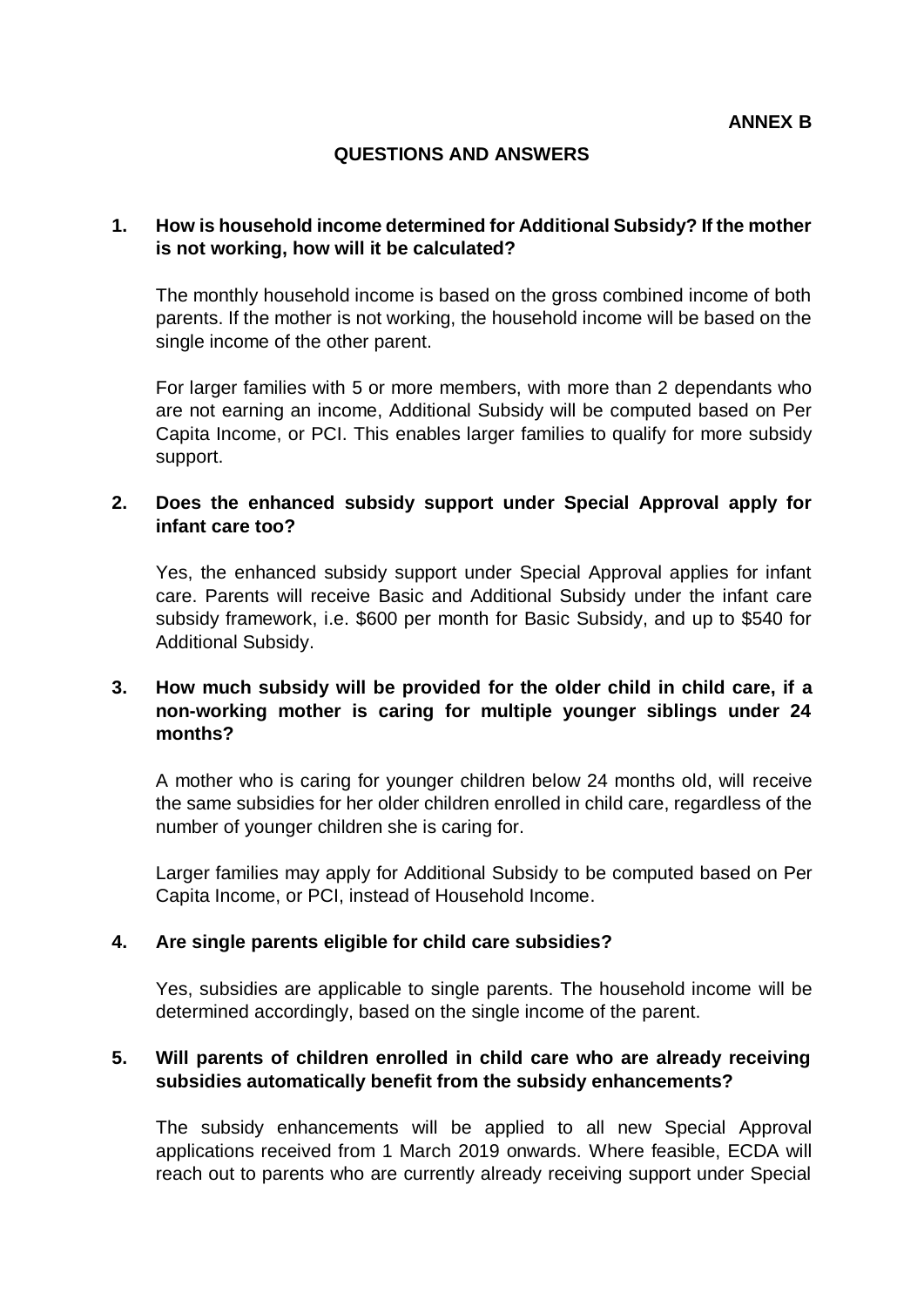**ANNEX B**

## QUESTIONS AND ANSWERS

**1. How is household income determined for Additional Subsidy? If the mother is not working, how will it be calculated?**

The monthly household income is based on the gross combined income of both parents. If the mother is not working, the household income will be based on the single income of the other parent.

For larger families with 5 or more members, with more than 2 dependants who are not earning an income, Additional Subsidy will be computed based on Per Capita Income, or PCI. This enables larger families to qualify for more subsidy support.

**2. Does the enhanced subsidy support under Special Approval apply for infant care too?**

Yes, the enhanced subsidy support under Special Approval applies for infant care. Parents will receive Basic and Additional Subsidy under the infant care subsidy framework, i.e. $600 per month for Basic Subsidy, and up to $540 for Additional Subsidy.

**3. How much subsidy will be provided for the older child in child care, if a non-working mother is caring for multiple younger siblings under 24 months?**

A mother who is caring for younger children below 24 months old, will receive the same subsidies for her older children enrolled in child care, regardless of the number of younger children she is caring for.

Larger families may apply for Additional Subsidy to be computed based on Per Capita Income, or PCI, instead of Household Income.

**4. Are single parents eligible for child care subsidies?**

Yes, subsidies are applicable to single parents. The household income will be determined accordingly, based on the single income of the parent.

**5. Will parents of children enrolled in child care who are already receiving subsidies automatically benefit from the subsidy enhancements?**

The subsidy enhancements will be applied to all new Special Approval applications received from 1 March 2019 onwards. Where feasible, ECDA will reach out to parents who are currently already receiving support under Special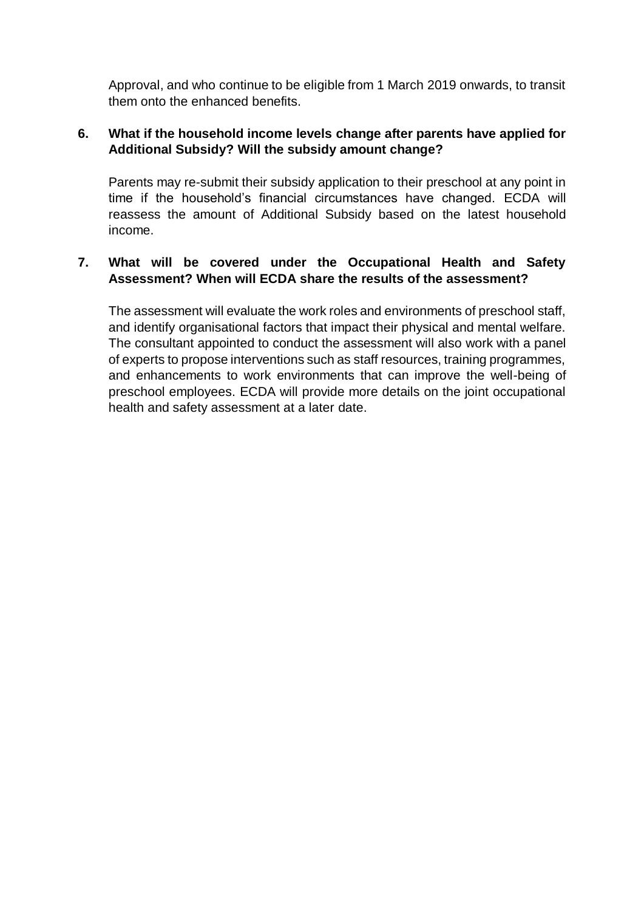Approval, and who continue to be eligible from 1 March 2019 onwards, to transit them onto the enhanced benefits.

**6. What if the household income levels change after parents have applied for Additional Subsidy? Will the subsidy amount change?**

Parents may re-submit their subsidy application to their preschool at any point in time if the household's financial circumstances have changed. ECDA will reassess the amount of Additional Subsidy based on the latest household income.

**7. What will be covered under the Occupational Health and Safety Assessment? When will ECDA share the results of the assessment?**

The assessment will evaluate the work roles and environments of preschool staff, and identify organisational factors that impact their physical and mental welfare. The consultant appointed to conduct the assessment will also work with a panel of experts to propose interventions such as staff resources, training programmes, and enhancements to work environments that can improve the well-being of preschool employees. ECDA will provide more details on the joint occupational health and safety assessment at a later date.